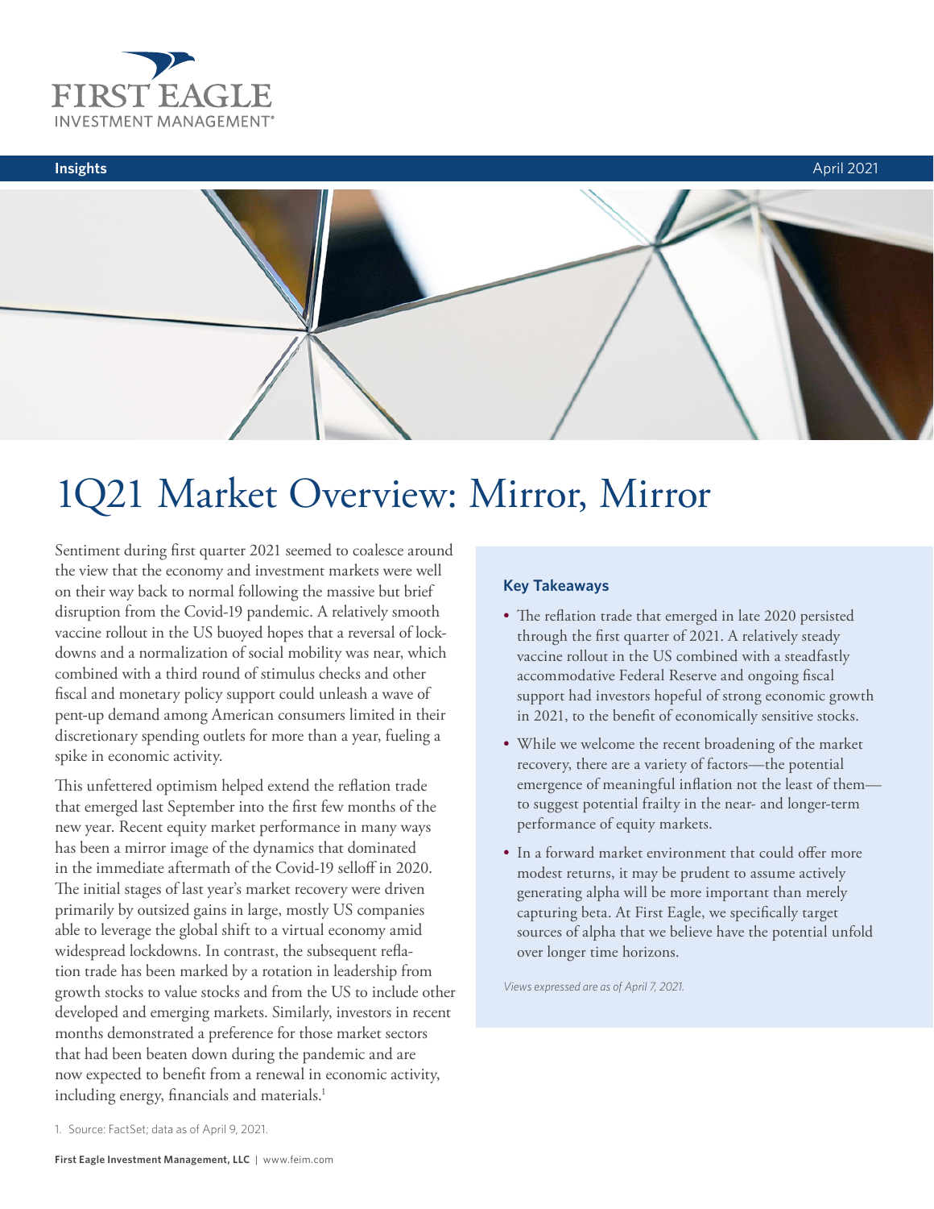Insights

April 2021

# 1Q21 Market Overview: Mirror, Mirror

Sentiment during first quarter 2021 seemed to coalesce around the view that the economy and investment markets were well on their way back to normal following the massive but brief disruption from the Covid-19 pandemic. A relatively smooth vaccine rollout in the US buoyed hopes that a reversal of lockdowns and a normalization of social mobility was near, which combined with a third round of stimulus checks and other fiscal and monetary policy support could unleash a wave of pent-up demand among American consumers limited in their discretionary spending outlets for more than a year, fueling a spike in economic activity.

This unfettered optimism helped extend the reflation trade that emerged last September into the first few months of the new year. Recent equity market performance in many ways has been a mirror image of the dynamics that dominated in the immediate aftermath of the Covid-19 selloff in 2020. The initial stages of last year's market recovery were driven primarily by outsized gains in large, mostly US companies able to leverage the global shift to a virtual economy amid widespread lockdowns. In contrast, the subsequent reflation trade has been marked by a rotation in leadership from growth stocks to value stocks and from the US to include other developed and emerging markets. Similarly, investors in recent months demonstrated a preference for those market sectors that had been beaten down during the pandemic and are now expected to benefit from a renewal in economic activity, including energy, financials and materials.[1]

### Key Takeaways

- The reflation trade that emerged in late 2020 persisted through the first quarter of 2021. A relatively steady vaccine rollout in the US combined with a steadfastly accommodative Federal Reserve and ongoing fiscal support had investors hopeful of strong economic growth in 2021, to the benefit of economically sensitive stocks.
- While we welcome the recent broadening of the market recovery, there are a variety of factors—the potential emergence of meaningful inflation not the least of them—to suggest potential frailty in the near- and longer-term performance of equity markets.
- In a forward market environment that could offer more modest returns, it may be prudent to assume actively generating alpha will be more important than merely capturing beta. At First Eagle, we specifically target sources of alpha that we believe have the potential unfold over longer time horizons.

*Views expressed are as of April 7, 2021.*

1. Source: FactSet; data as of April 9, 2021.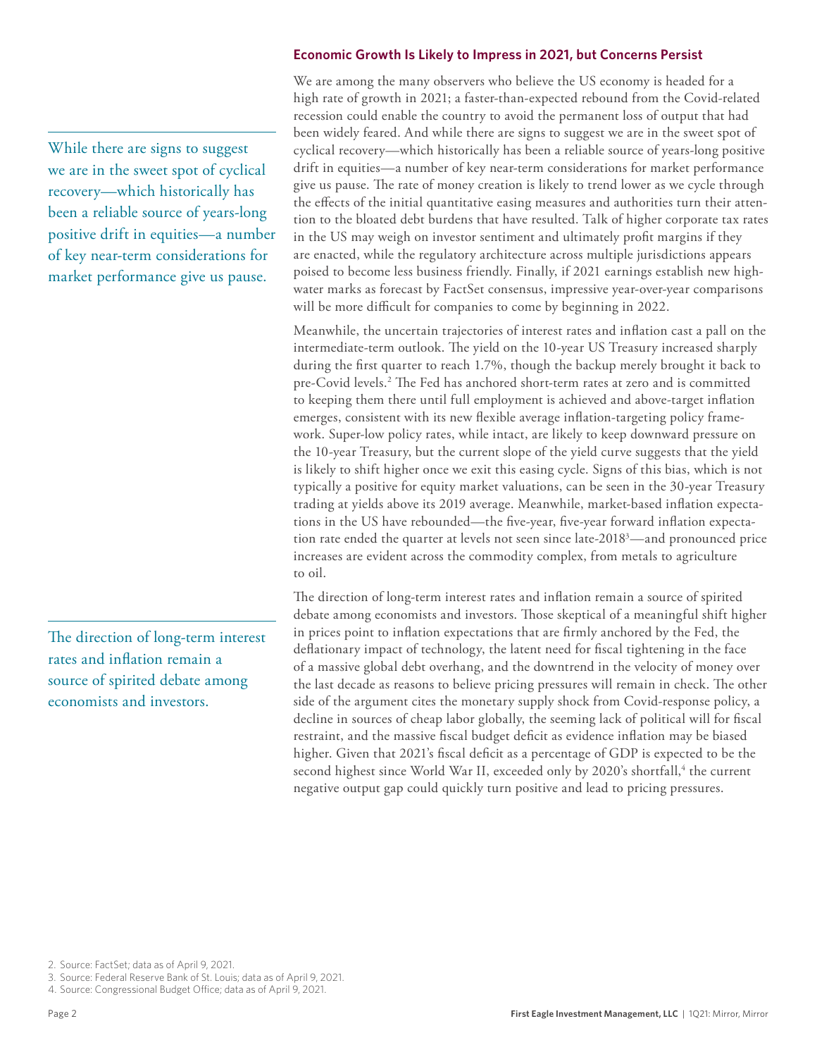## Economic Growth Is Likely to Impress in 2021, but Concerns Persist

We are among the many observers who believe the US economy is headed for a high rate of growth in 2021; a faster-than-expected rebound from the Covid-related recession could enable the country to avoid the permanent loss of output that had been widely feared. And while there are signs to suggest we are in the sweet spot of cyclical recovery—which historically has been a reliable source of years-long positive drift in equities—a number of key near-term considerations for market performance give us pause. The rate of money creation is likely to trend lower as we cycle through the effects of the initial quantitative easing measures and authorities turn their attention to the bloated debt burdens that have resulted. Talk of higher corporate tax rates in the US may weigh on investor sentiment and ultimately profit margins if they are enacted, while the regulatory architecture across multiple jurisdictions appears poised to become less business friendly. Finally, if 2021 earnings establish new high-water marks as forecast by FactSet consensus, impressive year-over-year comparisons will be more difficult for companies to come by beginning in 2022.

> While there are signs to suggest we are in the sweet spot of cyclical recovery—which historically has been a reliable source of years-long positive drift in equities—a number of key near-term considerations for market performance give us pause.

Meanwhile, the uncertain trajectories of interest rates and inflation cast a pall on the intermediate-term outlook. The yield on the 10-year US Treasury increased sharply during the first quarter to reach 1.7%, though the backup merely brought it back to pre-Covid levels.[2] The Fed has anchored short-term rates at zero and is committed to keeping them there until full employment is achieved and above-target inflation emerges, consistent with its new flexible average inflation-targeting policy framework. Super-low policy rates, while intact, are likely to keep downward pressure on the 10-year Treasury, but the current slope of the yield curve suggests that the yield is likely to shift higher once we exit this easing cycle. Signs of this bias, which is not typically a positive for equity market valuations, can be seen in the 30-year Treasury trading at yields above its 2019 average. Meanwhile, market-based inflation expectations in the US have rebounded—the five-year, five-year forward inflation expectation rate ended the quarter at levels not seen since late-2018[3]—and pronounced price increases are evident across the commodity complex, from metals to agriculture to oil.

The direction of long-term interest rates and inflation remain a source of spirited debate among economists and investors. Those skeptical of a meaningful shift higher in prices point to inflation expectations that are firmly anchored by the Fed, the deflationary impact of technology, the latent need for fiscal tightening in the face of a massive global debt overhang, and the downtrend in the velocity of money over the last decade as reasons to believe pricing pressures will remain in check. The other side of the argument cites the monetary supply shock from Covid-response policy, a decline in sources of cheap labor globally, the seeming lack of political will for fiscal restraint, and the massive fiscal budget deficit as evidence inflation may be biased higher. Given that 2021's fiscal deficit as a percentage of GDP is expected to be the second highest since World War II, exceeded only by 2020's shortfall,[4] the current negative output gap could quickly turn positive and lead to pricing pressures.

> The direction of long-term interest rates and inflation remain a source of spirited debate among economists and investors.

2. Source: FactSet; data as of April 9, 2021.
3. Source: Federal Reserve Bank of St. Louis; data as of April 9, 2021.
4. Source: Congressional Budget Office; data as of April 9, 2021.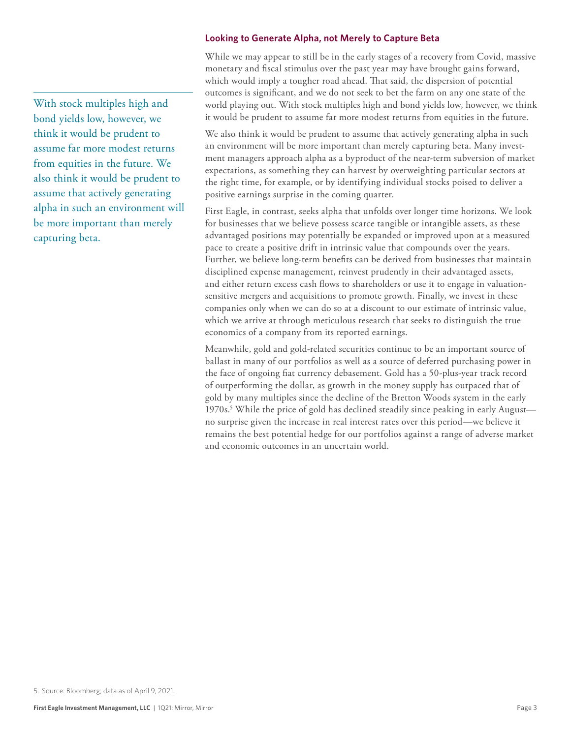With stock multiples high and bond yields low, however, we think it would be prudent to assume far more modest returns from equities in the future. We also think it would be prudent to assume that actively generating alpha in such an environment will be more important than merely capturing beta.

## Looking to Generate Alpha, not Merely to Capture Beta

While we may appear to still be in the early stages of a recovery from Covid, massive monetary and fiscal stimulus over the past year may have brought gains forward, which would imply a tougher road ahead. That said, the dispersion of potential outcomes is significant, and we do not seek to bet the farm on any one state of the world playing out. With stock multiples high and bond yields low, however, we think it would be prudent to assume far more modest returns from equities in the future.

We also think it would be prudent to assume that actively generating alpha in such an environment will be more important than merely capturing beta. Many investment managers approach alpha as a byproduct of the near-term subversion of market expectations, as something they can harvest by overweighting particular sectors at the right time, for example, or by identifying individual stocks poised to deliver a positive earnings surprise in the coming quarter.

First Eagle, in contrast, seeks alpha that unfolds over longer time horizons. We look for businesses that we believe possess scarce tangible or intangible assets, as these advantaged positions may potentially be expanded or improved upon at a measured pace to create a positive drift in intrinsic value that compounds over the years. Further, we believe long-term benefits can be derived from businesses that maintain disciplined expense management, reinvest prudently in their advantaged assets, and either return excess cash flows to shareholders or use it to engage in valuation-sensitive mergers and acquisitions to promote growth. Finally, we invest in these companies only when we can do so at a discount to our estimate of intrinsic value, which we arrive at through meticulous research that seeks to distinguish the true economics of a company from its reported earnings.

Meanwhile, gold and gold-related securities continue to be an important source of ballast in many of our portfolios as well as a source of deferred purchasing power in the face of ongoing fiat currency debasement. Gold has a 50-plus-year track record of outperforming the dollar, as growth in the money supply has outpaced that of gold by many multiples since the decline of the Bretton Woods system in the early 1970s.[5] While the price of gold has declined steadily since peaking in early August—no surprise given the increase in real interest rates over this period—we believe it remains the best potential hedge for our portfolios against a range of adverse market and economic outcomes in an uncertain world.

5. Source: Bloomberg; data as of April 9, 2021.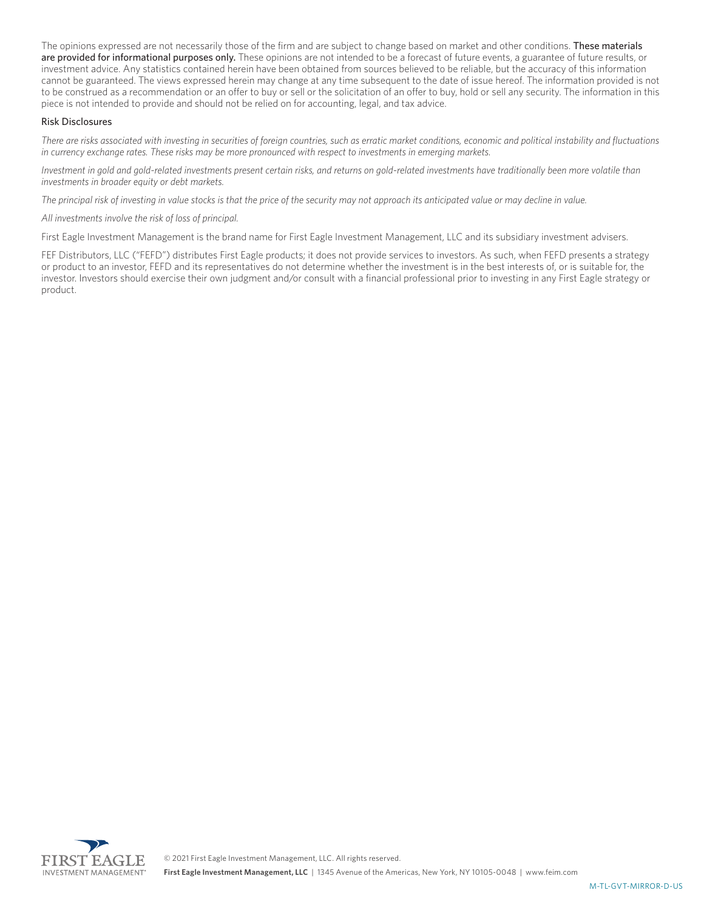The opinions expressed are not necessarily those of the firm and are subject to change based on market and other conditions. **These materials are provided for informational purposes only.** These opinions are not intended to be a forecast of future events, a guarantee of future results, or investment advice. Any statistics contained herein have been obtained from sources believed to be reliable, but the accuracy of this information cannot be guaranteed. The views expressed herein may change at any time subsequent to the date of issue hereof. The information provided is not to be construed as a recommendation or an offer to buy or sell or the solicitation of an offer to buy, hold or sell any security. The information in this piece is not intended to provide and should not be relied on for accounting, legal, and tax advice.

Risk Disclosures

*There are risks associated with investing in securities of foreign countries, such as erratic market conditions, economic and political instability and fluctuations in currency exchange rates. These risks may be more pronounced with respect to investments in emerging markets.*

*Investment in gold and gold-related investments present certain risks, and returns on gold-related investments have traditionally been more volatile than investments in broader equity or debt markets.*

*The principal risk of investing in value stocks is that the price of the security may not approach its anticipated value or may decline in value.*

*All investments involve the risk of loss of principal.*

First Eagle Investment Management is the brand name for First Eagle Investment Management, LLC and its subsidiary investment advisers.

FEF Distributors, LLC ("FEFD") distributes First Eagle products; it does not provide services to investors. As such, when FEFD presents a strategy or product to an investor, FEFD and its representatives do not determine whether the investment is in the best interests of, or is suitable for, the investor. Investors should exercise their own judgment and/or consult with a financial professional prior to investing in any First Eagle strategy or product.

FIRST EAGLE INVESTMENT MANAGEMENT®

© 2021 First Eagle Investment Management, LLC. All rights reserved.

**First Eagle Investment Management, LLC** | 1345 Avenue of the Americas, New York, NY 10105-0048 | www.feim.com

M-TL-GVT-MIRROR-D-US